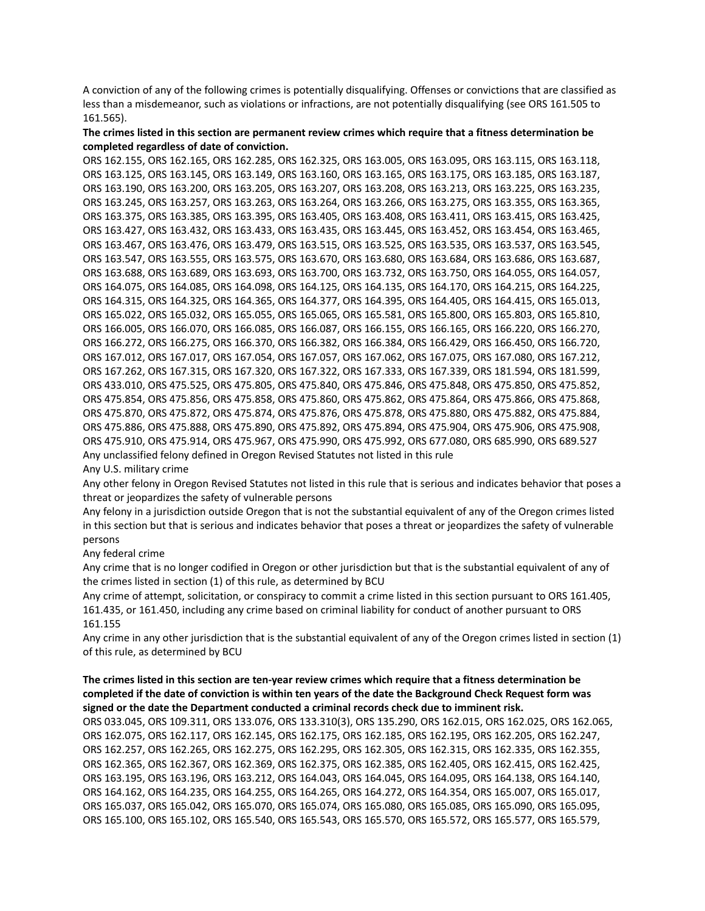A conviction of any of the following crimes is potentially disqualifying. Offenses or convictions that are classified as less than a misdemeanor, such as violations or infractions, are not potentially disqualifying (see ORS 161.505 to 161.565).

**The crimes listed in this section are permanent review crimes which require that a fitness determination be completed regardless of date of conviction.**

ORS 162.155, ORS 162.165, ORS 162.285, ORS 162.325, ORS 163.005, ORS 163.095, ORS 163.115, ORS 163.118, ORS 163.125, ORS 163.145, ORS 163.149, ORS 163.160, ORS 163.165, ORS 163.175, ORS 163.185, ORS 163.187, ORS 163.190, ORS 163.200, ORS 163.205, ORS 163.207, ORS 163.208, ORS 163.213, ORS 163.225, ORS 163.235, ORS 163.245, ORS 163.257, ORS 163.263, ORS 163.264, ORS 163.266, ORS 163.275, ORS 163.355, ORS 163.365, ORS 163.375, ORS 163.385, ORS 163.395, ORS 163.405, ORS 163.408, ORS 163.411, ORS 163.415, ORS 163.425, ORS 163.427, ORS 163.432, ORS 163.433, ORS 163.435, ORS 163.445, ORS 163.452, ORS 163.454, ORS 163.465, ORS 163.467, ORS 163.476, ORS 163.479, ORS 163.515, ORS 163.525, ORS 163.535, ORS 163.537, ORS 163.545, ORS 163.547, ORS 163.555, ORS 163.575, ORS 163.670, ORS 163.680, ORS 163.684, ORS 163.686, ORS 163.687, ORS 163.688, ORS 163.689, ORS 163.693, ORS 163.700, ORS 163.732, ORS 163.750, ORS 164.055, ORS 164.057, ORS 164.075, ORS 164.085, ORS 164.098, ORS 164.125, ORS 164.135, ORS 164.170, ORS 164.215, ORS 164.225, ORS 164.315, ORS 164.325, ORS 164.365, ORS 164.377, ORS 164.395, ORS 164.405, ORS 164.415, ORS 165.013, ORS 165.022, ORS 165.032, ORS 165.055, ORS 165.065, ORS 165.581, ORS 165.800, ORS 165.803, ORS 165.810, ORS 166.005, ORS 166.070, ORS 166.085, ORS 166.087, ORS 166.155, ORS 166.165, ORS 166.220, ORS 166.270, ORS 166.272, ORS 166.275, ORS 166.370, ORS 166.382, ORS 166.384, ORS 166.429, ORS 166.450, ORS 166.720, ORS 167.012, ORS 167.017, ORS 167.054, ORS 167.057, ORS 167.062, ORS 167.075, ORS 167.080, ORS 167.212, ORS 167.262, ORS 167.315, ORS 167.320, ORS 167.322, ORS 167.333, ORS 167.339, ORS 181.594, ORS 181.599, ORS 433.010, ORS 475.525, ORS 475.805, ORS 475.840, ORS 475.846, ORS 475.848, ORS 475.850, ORS 475.852, ORS 475.854, ORS 475.856, ORS 475.858, ORS 475.860, ORS 475.862, ORS 475.864, ORS 475.866, ORS 475.868, ORS 475.870, ORS 475.872, ORS 475.874, ORS 475.876, ORS 475.878, ORS 475.880, ORS 475.882, ORS 475.884, ORS 475.886, ORS 475.888, ORS 475.890, ORS 475.892, ORS 475.894, ORS 475.904, ORS 475.906, ORS 475.908, ORS 475.910, ORS 475.914, ORS 475.967, ORS 475.990, ORS 475.992, ORS 677.080, ORS 685.990, ORS 689.527

Any unclassified felony defined in Oregon Revised Statutes not listed in this rule

Any U.S. military crime

Any other felony in Oregon Revised Statutes not listed in this rule that is serious and indicates behavior that poses a threat or jeopardizes the safety of vulnerable persons

Any felony in a jurisdiction outside Oregon that is not the substantial equivalent of any of the Oregon crimes listed in this section but that is serious and indicates behavior that poses a threat or jeopardizes the safety of vulnerable persons

Any federal crime

Any crime that is no longer codified in Oregon or other jurisdiction but that is the substantial equivalent of any of the crimes listed in section (1) of this rule, as determined by BCU

Any crime of attempt, solicitation, or conspiracy to commit a crime listed in this section pursuant to ORS 161.405, 161.435, or 161.450, including any crime based on criminal liability for conduct of another pursuant to ORS 161.155

Any crime in any other jurisdiction that is the substantial equivalent of any of the Oregon crimes listed in section (1) of this rule, as determined by BCU

**The crimes listed in this section are ten-year review crimes which require that a fitness determination be completed if the date of conviction is within ten years of the date the Background Check Request form was signed or the date the Department conducted a criminal records check due to imminent risk.**

ORS 033.045, ORS 109.311, ORS 133.076, ORS 133.310(3), ORS 135.290, ORS 162.015, ORS 162.025, ORS 162.065, ORS 162.075, ORS 162.117, ORS 162.145, ORS 162.175, ORS 162.185, ORS 162.195, ORS 162.205, ORS 162.247, ORS 162.257, ORS 162.265, ORS 162.275, ORS 162.295, ORS 162.305, ORS 162.315, ORS 162.335, ORS 162.355, ORS 162.365, ORS 162.367, ORS 162.369, ORS 162.375, ORS 162.385, ORS 162.405, ORS 162.415, ORS 162.425, ORS 163.195, ORS 163.196, ORS 163.212, ORS 164.043, ORS 164.045, ORS 164.095, ORS 164.138, ORS 164.140, ORS 164.162, ORS 164.235, ORS 164.255, ORS 164.265, ORS 164.272, ORS 164.354, ORS 165.007, ORS 165.017, ORS 165.037, ORS 165.042, ORS 165.070, ORS 165.074, ORS 165.080, ORS 165.085, ORS 165.090, ORS 165.095, ORS 165.100, ORS 165.102, ORS 165.540, ORS 165.543, ORS 165.570, ORS 165.572, ORS 165.577, ORS 165.579,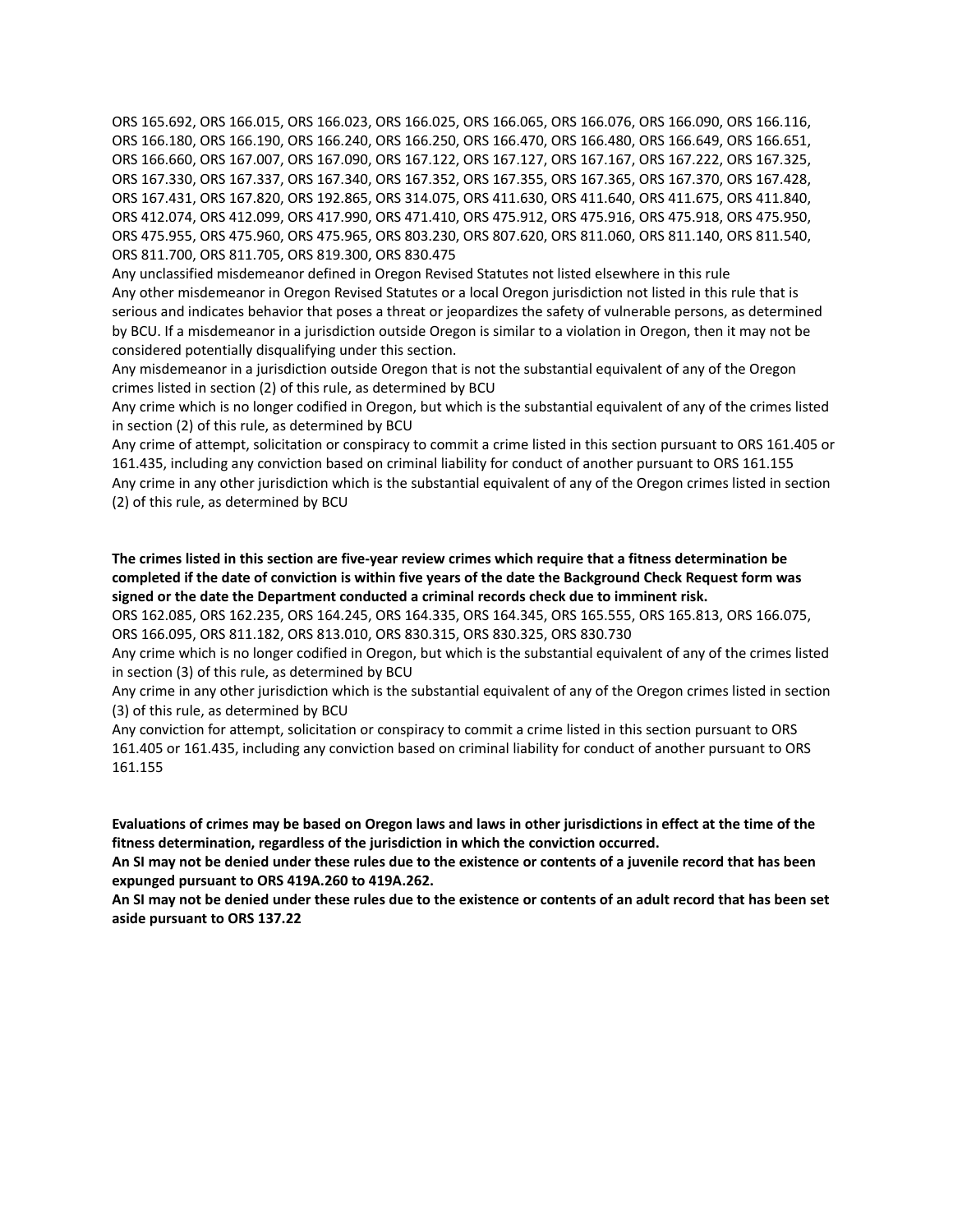ORS 165.692, ORS 166.015, ORS 166.023, ORS 166.025, ORS 166.065, ORS 166.076, ORS 166.090, ORS 166.116, ORS 166.180, ORS 166.190, ORS 166.240, ORS 166.250, ORS 166.470, ORS 166.480, ORS 166.649, ORS 166.651, ORS 166.660, ORS 167.007, ORS 167.090, ORS 167.122, ORS 167.127, ORS 167.167, ORS 167.222, ORS 167.325, ORS 167.330, ORS 167.337, ORS 167.340, ORS 167.352, ORS 167.355, ORS 167.365, ORS 167.370, ORS 167.428, ORS 167.431, ORS 167.820, ORS 192.865, ORS 314.075, ORS 411.630, ORS 411.640, ORS 411.675, ORS 411.840, ORS 412.074, ORS 412.099, ORS 417.990, ORS 471.410, ORS 475.912, ORS 475.916, ORS 475.918, ORS 475.950, ORS 475.955, ORS 475.960, ORS 475.965, ORS 803.230, ORS 807.620, ORS 811.060, ORS 811.140, ORS 811.540, ORS 811.700, ORS 811.705, ORS 819.300, ORS 830.475

Any unclassified misdemeanor defined in Oregon Revised Statutes not listed elsewhere in this rule

Any other misdemeanor in Oregon Revised Statutes or a local Oregon jurisdiction not listed in this rule that is serious and indicates behavior that poses a threat or jeopardizes the safety of vulnerable persons, as determined by BCU. If a misdemeanor in a jurisdiction outside Oregon is similar to a violation in Oregon, then it may not be considered potentially disqualifying under this section.

Any misdemeanor in a jurisdiction outside Oregon that is not the substantial equivalent of any of the Oregon crimes listed in section (2) of this rule, as determined by BCU

Any crime which is no longer codified in Oregon, but which is the substantial equivalent of any of the crimes listed in section (2) of this rule, as determined by BCU

Any crime of attempt, solicitation or conspiracy to commit a crime listed in this section pursuant to ORS 161.405 or 161.435, including any conviction based on criminal liability for conduct of another pursuant to ORS 161.155

Any crime in any other jurisdiction which is the substantial equivalent of any of the Oregon crimes listed in section (2) of this rule, as determined by BCU

**The crimes listed in this section are five-year review crimes which require that a fitness determination be completed if the date of conviction is within five years of the date the Background Check Request form was signed or the date the Department conducted a criminal records check due to imminent risk.**

ORS 162.085, ORS 162.235, ORS 164.245, ORS 164.335, ORS 164.345, ORS 165.555, ORS 165.813, ORS 166.075, ORS 166.095, ORS 811.182, ORS 813.010, ORS 830.315, ORS 830.325, ORS 830.730

Any crime which is no longer codified in Oregon, but which is the substantial equivalent of any of the crimes listed in section (3) of this rule, as determined by BCU

Any crime in any other jurisdiction which is the substantial equivalent of any of the Oregon crimes listed in section (3) of this rule, as determined by BCU

Any conviction for attempt, solicitation or conspiracy to commit a crime listed in this section pursuant to ORS 161.405 or 161.435, including any conviction based on criminal liability for conduct of another pursuant to ORS 161.155

**Evaluations of crimes may be based on Oregon laws and laws in other jurisdictions in effect at the time of the fitness determination, regardless of the jurisdiction in which the conviction occurred.**

**An SI may not be denied under these rules due to the existence or contents of a juvenile record that has been expunged pursuant to ORS 419A.260 to 419A.262.**

**An SI may not be denied under these rules due to the existence or contents of an adult record that has been set aside pursuant to ORS 137.22**